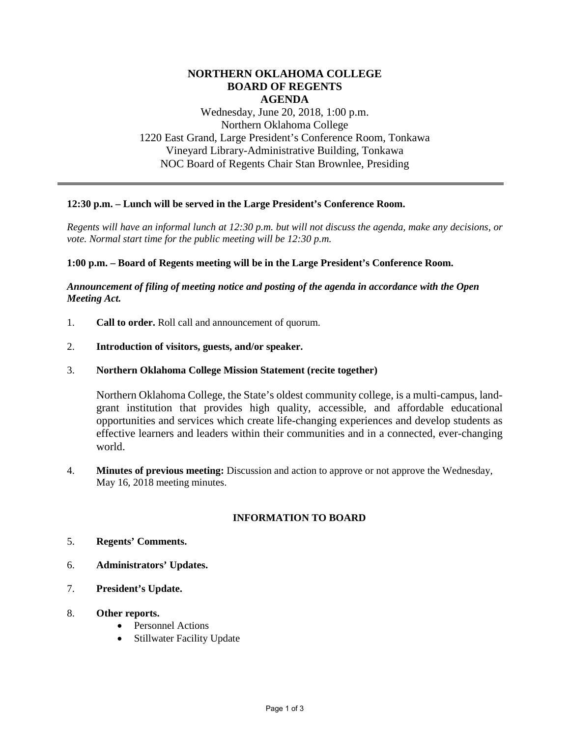# NORTHERN OKLAHOMA COLLEGE
# BOARD OF REGENTS
# AGENDA

Wednesday, June 20, 2018, 1:00 p.m.
Northern Oklahoma College
1220 East Grand, Large President's Conference Room, Tonkawa
Vineyard Library-Administrative Building, Tonkawa
NOC Board of Regents Chair Stan Brownlee, Presiding

---

**12:30 p.m. – Lunch will be served in the Large President's Conference Room.**

*Regents will have an informal lunch at 12:30 p.m. but will not discuss the agenda, make any decisions, or vote. Normal start time for the public meeting will be 12:30 p.m.*

**1:00 p.m. – Board of Regents meeting will be in the Large President's Conference Room.**

***Announcement of filing of meeting notice and posting of the agenda in accordance with the Open Meeting Act.***

1. **Call to order.** Roll call and announcement of quorum.

2. **Introduction of visitors, guests, and/or speaker.**

3. **Northern Oklahoma College Mission Statement (recite together)**

   Northern Oklahoma College, the State's oldest community college, is a multi-campus, land-grant institution that provides high quality, accessible, and affordable educational opportunities and services which create life-changing experiences and develop students as effective learners and leaders within their communities and in a connected, ever-changing world.

4. **Minutes of previous meeting:** Discussion and action to approve or not approve the Wednesday, May 16, 2018 meeting minutes.

## INFORMATION TO BOARD

5. **Regents' Comments.**

6. **Administrators' Updates.**

7. **President's Update.**

8. **Other reports.**
   - Personnel Actions
   - Stillwater Facility Update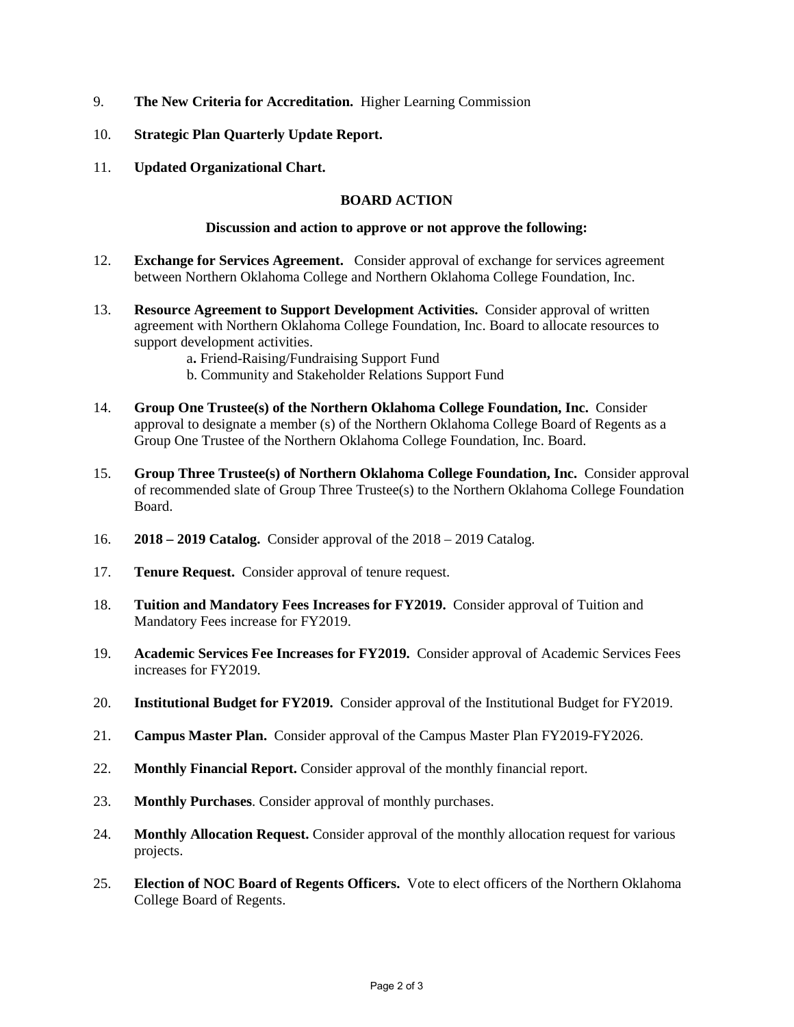9. **The New Criteria for Accreditation.** Higher Learning Commission

10. **Strategic Plan Quarterly Update Report.**

11. **Updated Organizational Chart.**

**BOARD ACTION**

**Discussion and action to approve or not approve the following:**

12. **Exchange for Services Agreement.** Consider approval of exchange for services agreement between Northern Oklahoma College and Northern Oklahoma College Foundation, Inc.

13. **Resource Agreement to Support Development Activities.** Consider approval of written agreement with Northern Oklahoma College Foundation, Inc. Board to allocate resources to support development activities.
    a**.** Friend-Raising/Fundraising Support Fund
    b. Community and Stakeholder Relations Support Fund

14. **Group One Trustee(s) of the Northern Oklahoma College Foundation, Inc.** Consider approval to designate a member (s) of the Northern Oklahoma College Board of Regents as a Group One Trustee of the Northern Oklahoma College Foundation, Inc. Board.

15. **Group Three Trustee(s) of Northern Oklahoma College Foundation, Inc.** Consider approval of recommended slate of Group Three Trustee(s) to the Northern Oklahoma College Foundation Board.

16. **2018 – 2019 Catalog.** Consider approval of the 2018 – 2019 Catalog.

17. **Tenure Request.** Consider approval of tenure request.

18. **Tuition and Mandatory Fees Increases for FY2019.** Consider approval of Tuition and Mandatory Fees increase for FY2019.

19. **Academic Services Fee Increases for FY2019.** Consider approval of Academic Services Fees increases for FY2019.

20. **Institutional Budget for FY2019.** Consider approval of the Institutional Budget for FY2019.

21. **Campus Master Plan.** Consider approval of the Campus Master Plan FY2019-FY2026.

22. **Monthly Financial Report.** Consider approval of the monthly financial report.

23. **Monthly Purchases**. Consider approval of monthly purchases.

24. **Monthly Allocation Request.** Consider approval of the monthly allocation request for various projects.

25. **Election of NOC Board of Regents Officers.** Vote to elect officers of the Northern Oklahoma College Board of Regents.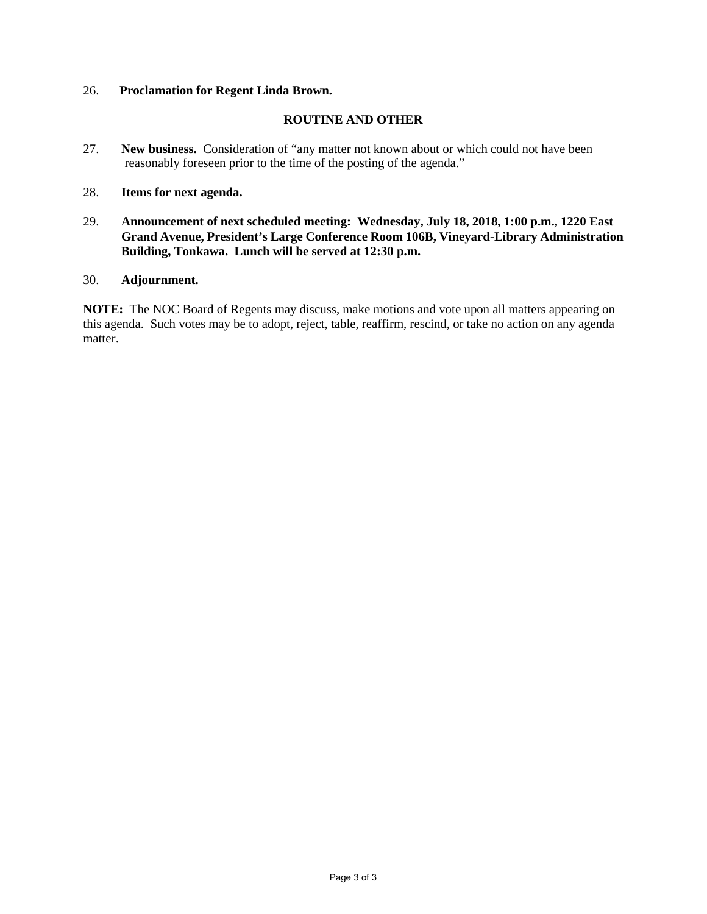26. **Proclamation for Regent Linda Brown.**

## ROUTINE AND OTHER

27. **New business.** Consideration of "any matter not known about or which could not have been reasonably foreseen prior to the time of the posting of the agenda."

28. **Items for next agenda.**

29. **Announcement of next scheduled meeting: Wednesday, July 18, 2018, 1:00 p.m., 1220 East Grand Avenue, President's Large Conference Room 106B, Vineyard-Library Administration Building, Tonkawa. Lunch will be served at 12:30 p.m.**

30. **Adjournment.**

**NOTE:** The NOC Board of Regents may discuss, make motions and vote upon all matters appearing on this agenda. Such votes may be to adopt, reject, table, reaffirm, rescind, or take no action on any agenda matter.